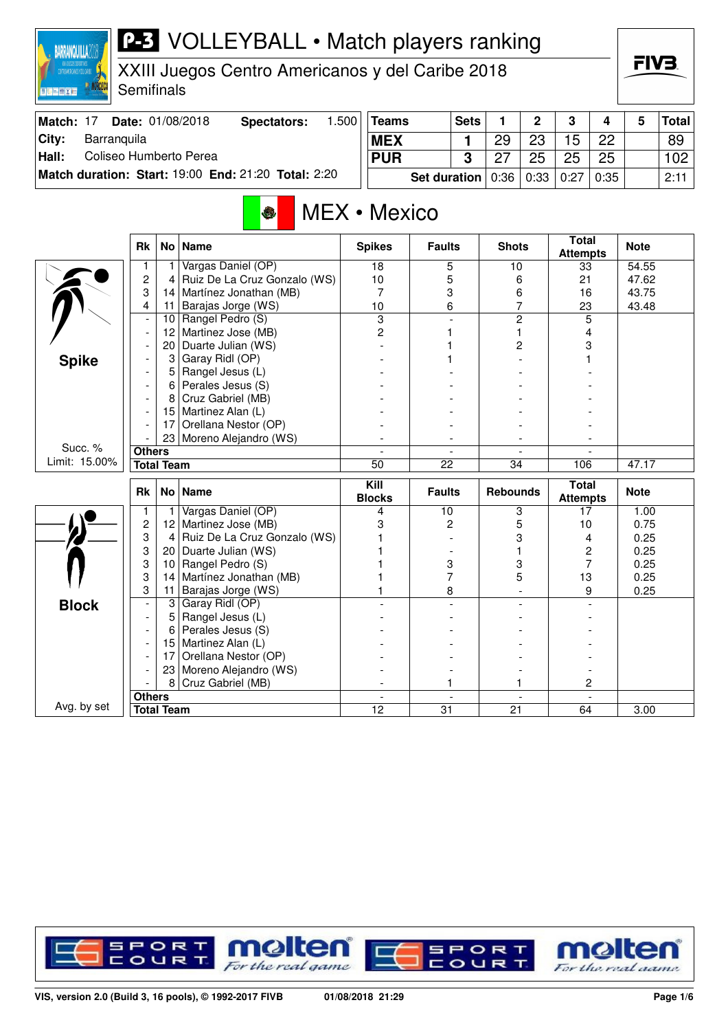# P-3 VOLLEYBALL • Match players ranking

## XXIII Juegos Centro Americanos y del Caribe 2018
Semifinals

| Match: 17 | Date: 01/08/2018 | Spectators: | 1.500 |
|---|---|---|---|
| City: | Barranquila | | |
| Hall: | Coliseo Humberto Perea | | |
| Match duration: | Start: 19:00 | End: 21:20 | Total: 2:20 |

| Teams | Sets | 1 | 2 | 3 | 4 | 5 | Total |
|---|---|---|---|---|---|---|---|
| MEX | 1 | 29 | 23 | 15 | 22 | | 89 |
| PUR | 3 | 27 | 25 | 25 | 25 | | 102 |
| Set duration | | 0:36 | 0:33 | 0:27 | 0:35 | | 2:11 |

## MEX • Mexico

### Spike

Succ. % Limit: 15.00%

| Rk | No | Name | Spikes | Faults | Shots | Total Attempts | Note |
|---|---|---|---|---|---|---|---|
| 1 | 1 | Vargas Daniel (OP) | 18 | 5 | 10 | 33 | 54.55 |
| 2 | 4 | Ruiz De La Cruz Gonzalo (WS) | 10 | 5 | 6 | 21 | 47.62 |
| 3 | 14 | Martínez Jonathan (MB) | 7 | 3 | 6 | 16 | 43.75 |
| 4 | 11 | Barajas Jorge (WS) | 10 | 6 | 7 | 23 | 43.48 |
| - | 10 | Rangel Pedro (S) | 3 | - | 2 | 5 | |
| - | 12 | Martinez Jose (MB) | 2 | 1 | 1 | 4 | |
| - | 20 | Duarte Julian (WS) | - | 1 | 2 | 3 | |
| - | 3 | Garay Ridl (OP) | - | 1 | - | 1 | |
| - | 5 | Rangel Jesus (L) | - | - | - | - | |
| - | 6 | Perales Jesus (S) | - | - | - | - | |
| - | 8 | Cruz Gabriel (MB) | - | - | - | - | |
| - | 15 | Martinez Alan (L) | - | - | - | - | |
| - | 17 | Orellana Nestor (OP) | - | - | - | - | |
| - | 23 | Moreno Alejandro (WS) | - | - | - | - | |
| Others | | | - | - | - | - | |
| Total Team | | | 50 | 22 | 34 | 106 | 47.17 |

### Block

Avg. by set

| Rk | No | Name | Kill Blocks | Faults | Rebounds | Total Attempts | Note |
|---|---|---|---|---|---|---|---|
| 1 | 1 | Vargas Daniel (OP) | 4 | 10 | 3 | 17 | 1.00 |
| 2 | 12 | Martinez Jose (MB) | 3 | 2 | 5 | 10 | 0.75 |
| 3 | 4 | Ruiz De La Cruz Gonzalo (WS) | 1 | - | 3 | 4 | 0.25 |
| 3 | 20 | Duarte Julian (WS) | 1 | - | 1 | 2 | 0.25 |
| 3 | 10 | Rangel Pedro (S) | 1 | 3 | 3 | 7 | 0.25 |
| 3 | 14 | Martínez Jonathan (MB) | 1 | 7 | 5 | 13 | 0.25 |
| 3 | 11 | Barajas Jorge (WS) | 1 | 8 | - | 9 | 0.25 |
| - | 3 | Garay Ridl (OP) | - | - | - | - | |
| - | 5 | Rangel Jesus (L) | - | - | - | - | |
| - | 6 | Perales Jesus (S) | - | - | - | - | |
| - | 15 | Martinez Alan (L) | - | - | - | - | |
| - | 17 | Orellana Nestor (OP) | - | - | - | - | |
| - | 23 | Moreno Alejandro (WS) | - | - | - | - | |
| - | 8 | Cruz Gabriel (MB) | - | 1 | 1 | 2 | |
| Others | | | - | - | - | - | |
| Total Team | | | 12 | 31 | 21 | 64 | 3.00 |

VIS, version 2.0 (Build 3, 16 pools), © 1992-2017 FIVB 01/08/2018 21:29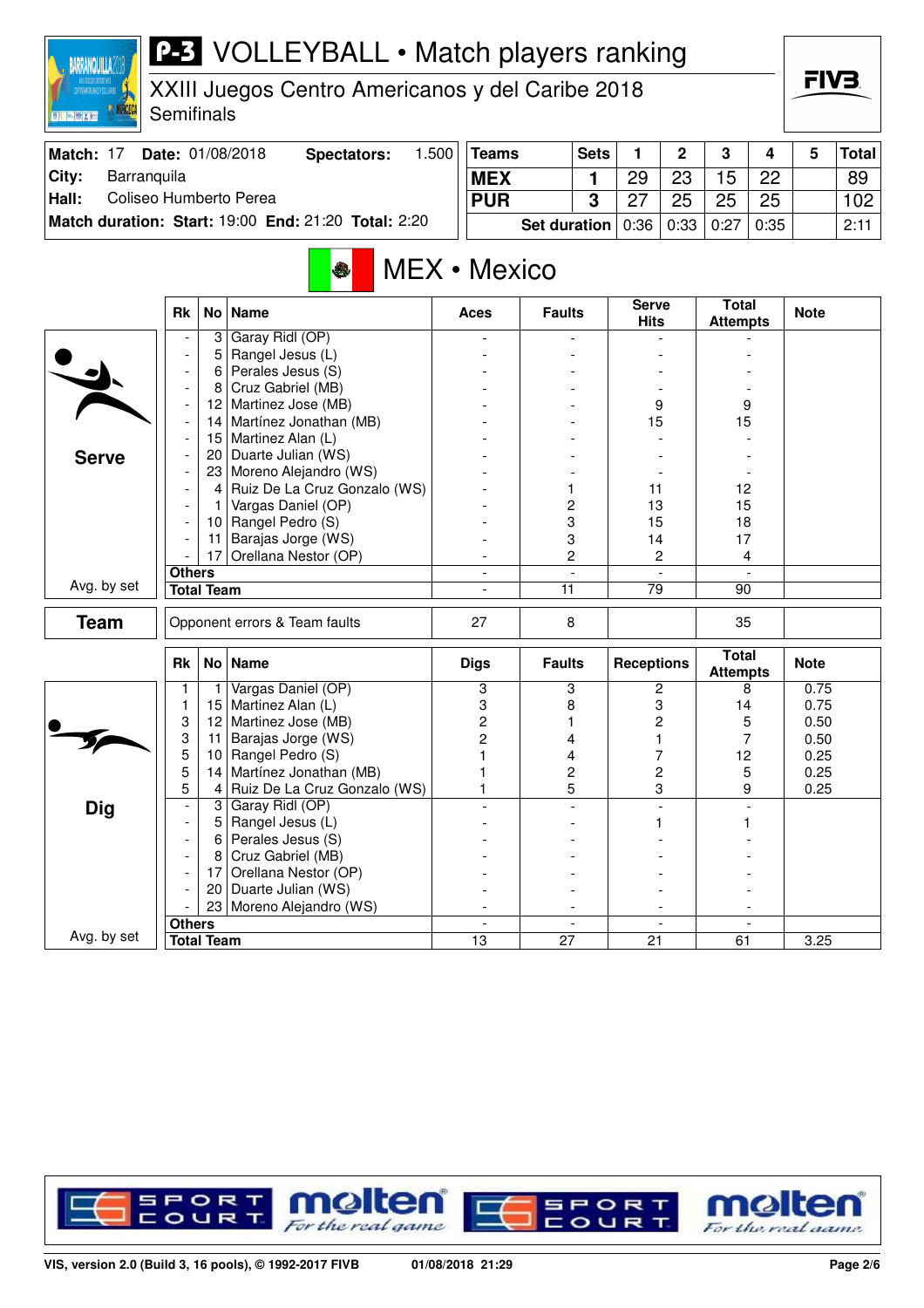# P-3 VOLLEYBALL • Match players ranking

XXIII Juegos Centro Americanos y del Caribe 2018
Semifinals

| Match: 17 | Date: 01/08/2018 | Spectators: | 1.500 |
|---|---|---|---|
| City: | Barranquila | | |
| Hall: | Coliseo Humberto Perea | | |
| Match duration: Start: 19:00 | End: 21:20 | Total: 2:20 | |

| Teams | Sets | 1 | 2 | 3 | 4 | 5 | Total |
|---|---|---|---|---|---|---|---|
| MEX | 1 | 29 | 23 | 15 | 22 | | 89 |
| PUR | 3 | 27 | 25 | 25 | 25 | | 102 |
| Set duration | | 0:36 | 0:33 | 0:27 | 0:35 | | 2:11 |

## MEX • Mexico

### Serve

| Rk | No | Name | Aces | Faults | Serve Hits | Total Attempts | Note |
|---|---|---|---|---|---|---|---|
| - | 3 | Garay Ridl (OP) | - | - | - | - | |
| - | 5 | Rangel Jesus (L) | - | - | - | - | |
| - | 6 | Perales Jesus (S) | - | - | - | - | |
| - | 8 | Cruz Gabriel (MB) | - | - | - | - | |
| - | 12 | Martinez Jose (MB) | - | - | 9 | 9 | |
| - | 14 | Martínez Jonathan (MB) | - | - | 15 | 15 | |
| - | 15 | Martinez Alan (L) | - | - | - | - | |
| - | 20 | Duarte Julian (WS) | - | - | - | - | |
| - | 23 | Moreno Alejandro (WS) | - | - | - | - | |
| - | 4 | Ruiz De La Cruz Gonzalo (WS) | - | 1 | 11 | 12 | |
| - | 1 | Vargas Daniel (OP) | - | 2 | 13 | 15 | |
| - | 10 | Rangel Pedro (S) | - | 3 | 15 | 18 | |
| - | 11 | Barajas Jorge (WS) | - | 3 | 14 | 17 | |
| - | 17 | Orellana Nestor (OP) | - | 2 | 2 | 4 | |
| Others | | | - | - | - | - | |
| Total Team | | | - | 11 | 79 | 90 | |

Avg. by set

### Team

| | Aces | Faults | Serve Hits | Total Attempts | Note |
|---|---|---|---|---|---|
| Opponent errors & Team faults | 27 | 8 | | 35 | |

### Dig

| Rk | No | Name | Digs | Faults | Receptions | Total Attempts | Note |
|---|---|---|---|---|---|---|---|
| 1 | 1 | Vargas Daniel (OP) | 3 | 3 | 2 | 8 | 0.75 |
| 1 | 15 | Martinez Alan (L) | 3 | 8 | 3 | 14 | 0.75 |
| 3 | 12 | Martinez Jose (MB) | 2 | 1 | 2 | 5 | 0.50 |
| 3 | 11 | Barajas Jorge (WS) | 2 | 4 | 1 | 7 | 0.50 |
| 5 | 10 | Rangel Pedro (S) | 1 | 4 | 7 | 12 | 0.25 |
| 5 | 14 | Martínez Jonathan (MB) | 1 | 2 | 2 | 5 | 0.25 |
| 5 | 4 | Ruiz De La Cruz Gonzalo (WS) | 1 | 5 | 3 | 9 | 0.25 |
| - | 3 | Garay Ridl (OP) | - | - | - | - | |
| - | 5 | Rangel Jesus (L) | - | - | 1 | 1 | |
| - | 6 | Perales Jesus (S) | - | - | - | - | |
| - | 8 | Cruz Gabriel (MB) | - | - | - | - | |
| - | 17 | Orellana Nestor (OP) | - | - | - | - | |
| - | 20 | Duarte Julian (WS) | - | - | - | - | |
| - | 23 | Moreno Alejandro (WS) | - | - | - | - | |
| Others | | | - | - | - | - | |
| Total Team | | | 13 | 27 | 21 | 61 | 3.25 |

Avg. by set

VIS, version 2.0 (Build 3, 16 pools), © 1992-2017 FIVB — 01/08/2018 21:29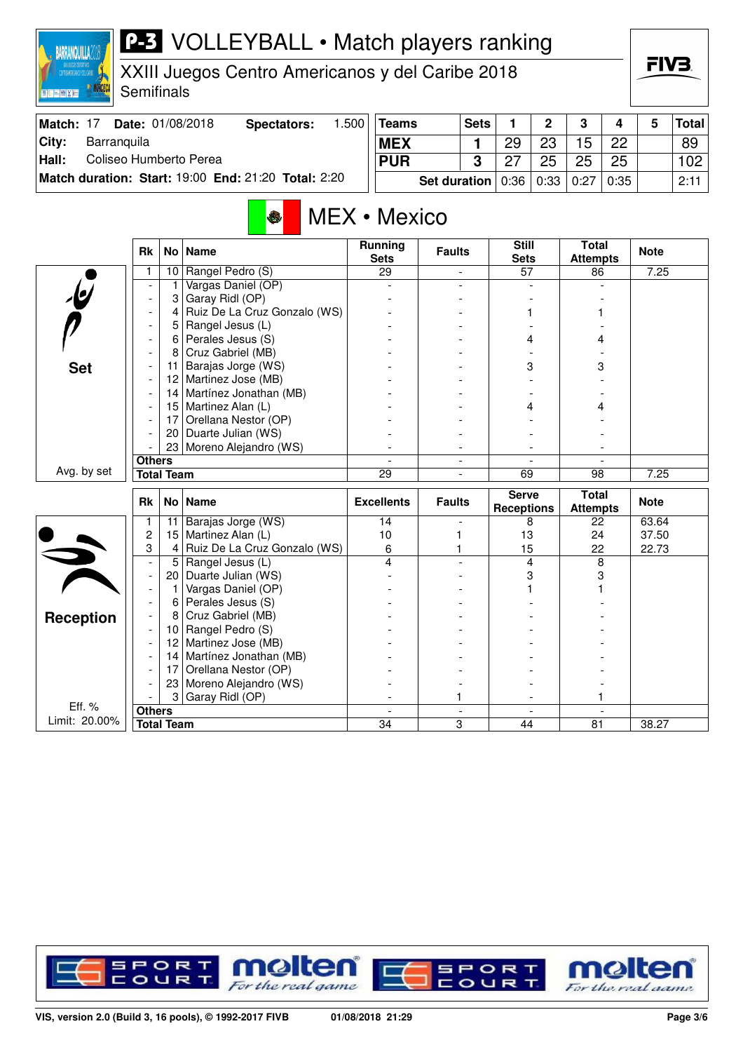# P-3 VOLLEYBALL • Match players ranking

XXIII Juegos Centro Americanos y del Caribe 2018
Semifinals

| Match: 17 | Date: 01/08/2018 | Spectators: | 1.500 |
|---|---|---|---|
| City: | Barranquila | | |
| Hall: | Coliseo Humberto Perea | | |
| Match duration: | Start: 19:00 | End: 21:20 | Total: 2:20 |

| Teams | Sets | 1 | 2 | 3 | 4 | 5 | Total |
|---|---|---|---|---|---|---|---|
| MEX | 1 | 29 | 23 | 15 | 22 | | 89 |
| PUR | 3 | 27 | 25 | 25 | 25 | | 102 |
| Set duration | | 0:36 | 0:33 | 0:27 | 0:35 | | 2:11 |

## MEX • Mexico

### Set

| Rk | No | Name | Running Sets | Faults | Still Sets | Total Attempts | Note |
|---|---|---|---|---|---|---|---|
| 1 | 10 | Rangel Pedro (S) | 29 | - | 57 | 86 | 7.25 |
| - | 1 | Vargas Daniel (OP) | - | - | - | - | |
| - | 3 | Garay Ridl (OP) | - | - | - | - | |
| - | 4 | Ruiz De La Cruz Gonzalo (WS) | - | - | 1 | 1 | |
| - | 5 | Rangel Jesus (L) | - | - | - | - | |
| - | 6 | Perales Jesus (S) | - | - | 4 | 4 | |
| - | 8 | Cruz Gabriel (MB) | - | - | - | - | |
| - | 11 | Barajas Jorge (WS) | - | - | 3 | 3 | |
| - | 12 | Martinez Jose (MB) | - | - | - | - | |
| - | 14 | Martínez Jonathan (MB) | - | - | - | - | |
| - | 15 | Martinez Alan (L) | - | - | 4 | 4 | |
| - | 17 | Orellana Nestor (OP) | - | - | - | - | |
| - | 20 | Duarte Julian (WS) | - | - | - | - | |
| - | 23 | Moreno Alejandro (WS) | - | - | - | - | |
| Others | | | - | - | - | - | |
| Total Team | | | 29 | - | 69 | 98 | 7.25 |

Avg. by set

### Reception

| Rk | No | Name | Excellents | Faults | Serve Receptions | Total Attempts | Note |
|---|---|---|---|---|---|---|---|
| 1 | 11 | Barajas Jorge (WS) | 14 | - | 8 | 22 | 63.64 |
| 2 | 15 | Martinez Alan (L) | 10 | 1 | 13 | 24 | 37.50 |
| 3 | 4 | Ruiz De La Cruz Gonzalo (WS) | 6 | 1 | 15 | 22 | 22.73 |
| - | 5 | Rangel Jesus (L) | 4 | - | 4 | 8 | |
| - | 20 | Duarte Julian (WS) | - | - | 3 | 3 | |
| - | 1 | Vargas Daniel (OP) | - | - | 1 | 1 | |
| - | 6 | Perales Jesus (S) | - | - | - | - | |
| - | 8 | Cruz Gabriel (MB) | - | - | - | - | |
| - | 10 | Rangel Pedro (S) | - | - | - | - | |
| - | 12 | Martinez Jose (MB) | - | - | - | - | |
| - | 14 | Martínez Jonathan (MB) | - | - | - | - | |
| - | 17 | Orellana Nestor (OP) | - | - | - | - | |
| - | 23 | Moreno Alejandro (WS) | - | - | - | - | |
| - | 3 | Garay Ridl (OP) | - | 1 | - | 1 | |
| Others | | | - | - | - | - | |
| Total Team | | | 34 | 3 | 44 | 81 | 38.27 |

Eff. %
Limit: 20.00%

VIS, version 2.0 (Build 3, 16 pools), © 1992-2017 FIVB — 01/08/2018 21:29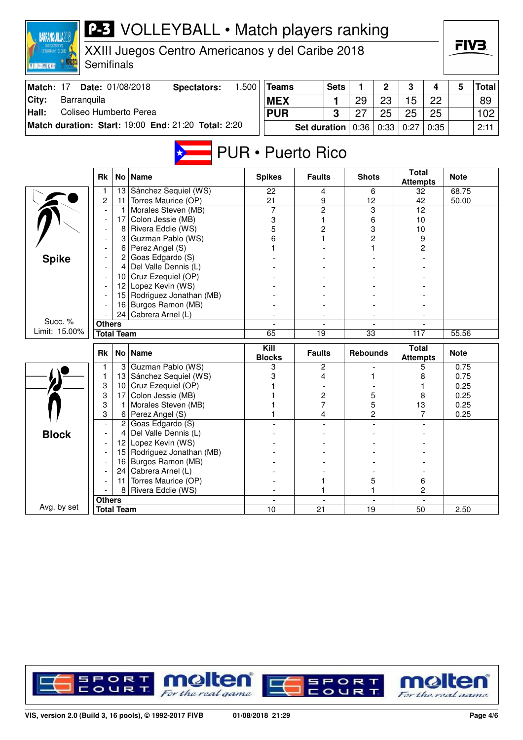# P-3 VOLLEYBALL • Match players ranking

XXIII Juegos Centro Americanos y del Caribe 2018
Semifinals

| Match: 17 | Date: 01/08/2018 | Spectators: | 1.500 |
|---|---|---|---|
| City: | Barranquila | | |
| Hall: | Coliseo Humberto Perea | | |
| Match duration: Start: 19:00 | End: 21:20 | Total: 2:20 | |

| Teams | Sets | 1 | 2 | 3 | 4 | 5 | Total |
|---|---|---|---|---|---|---|---|
| MEX | 1 | 29 | 23 | 15 | 22 | | 89 |
| PUR | 3 | 27 | 25 | 25 | 25 | | 102 |
| Set duration | | 0:36 | 0:33 | 0:27 | 0:35 | | 2:11 |

## PUR • Puerto Rico

### Spike

Succ. % Limit: 15.00%

| Rk | No | Name | Spikes | Faults | Shots | Total Attempts | Note |
|---|---|---|---|---|---|---|---|
| 1 | 13 | Sánchez Sequiel (WS) | 22 | 4 | 6 | 32 | 68.75 |
| 2 | 11 | Torres Maurice (OP) | 21 | 9 | 12 | 42 | 50.00 |
| - | 1 | Morales Steven (MB) | 7 | 2 | 3 | 12 | |
| - | 17 | Colon Jessie (MB) | 3 | 1 | 6 | 10 | |
| - | 8 | Rivera Eddie (WS) | 5 | 2 | 3 | 10 | |
| - | 3 | Guzman Pablo (WS) | 6 | 1 | 2 | 9 | |
| - | 6 | Perez Angel (S) | 1 | - | 1 | 2 | |
| - | 2 | Goas Edgardo (S) | - | - | - | - | |
| - | 4 | Del Valle Dennis (L) | - | - | - | - | |
| - | 10 | Cruz Ezequiel (OP) | - | - | - | - | |
| - | 12 | Lopez Kevin (WS) | - | - | - | - | |
| - | 15 | Rodriguez Jonathan (MB) | - | - | - | - | |
| - | 16 | Burgos Ramon (MB) | - | - | - | - | |
| - | 24 | Cabrera Arnel (L) | - | - | - | - | |
| Others | | | - | - | - | - | |
| Total Team | | | 65 | 19 | 33 | 117 | 55.56 |

### Block

Avg. by set

| Rk | No | Name | Kill Blocks | Faults | Rebounds | Total Attempts | Note |
|---|---|---|---|---|---|---|---|
| 1 | 3 | Guzman Pablo (WS) | 3 | 2 | - | 5 | 0.75 |
| 1 | 13 | Sánchez Sequiel (WS) | 3 | 4 | 1 | 8 | 0.75 |
| 3 | 10 | Cruz Ezequiel (OP) | 1 | - | - | 1 | 0.25 |
| 3 | 17 | Colon Jessie (MB) | 1 | 2 | 5 | 8 | 0.25 |
| 3 | 1 | Morales Steven (MB) | 1 | 7 | 5 | 13 | 0.25 |
| 3 | 6 | Perez Angel (S) | 1 | 4 | 2 | 7 | 0.25 |
| - | 2 | Goas Edgardo (S) | - | - | - | - | |
| - | 4 | Del Valle Dennis (L) | - | - | - | - | |
| - | 12 | Lopez Kevin (WS) | - | - | - | - | |
| - | 15 | Rodriguez Jonathan (MB) | - | - | - | - | |
| - | 16 | Burgos Ramon (MB) | - | - | - | - | |
| - | 24 | Cabrera Arnel (L) | - | - | - | - | |
| - | 11 | Torres Maurice (OP) | - | 1 | 5 | 6 | |
| - | 8 | Rivera Eddie (WS) | - | 1 | 1 | 2 | |
| Others | | | - | - | - | - | |
| Total Team | | | 10 | 21 | 19 | 50 | 2.50 |

VIS, version 2.0 (Build 3, 16 pools), © 1992-2017 FIVB — 01/08/2018 21:29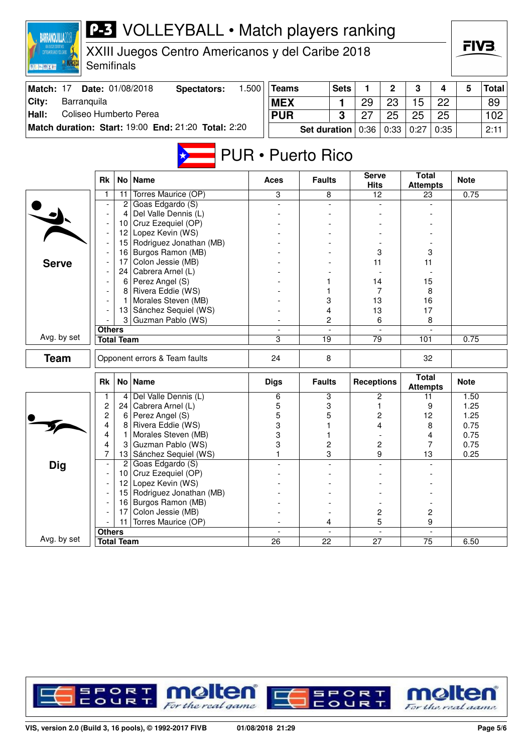# P-3 VOLLEYBALL • Match players ranking

XXIII Juegos Centro Americanos y del Caribe 2018
Semifinals

| Match: 17 | Date: 01/08/2018 | Spectators: | 1.500 |
|---|---|---|---|
| City: | Barranquila | | |
| Hall: | Coliseo Humberto Perea | | |
| Match duration: Start: 19:00 | End: 21:20 | Total: 2:20 | |

| Teams | Sets | 1 | 2 | 3 | 4 | 5 | Total |
|---|---|---|---|---|---|---|---|
| MEX | 1 | 29 | 23 | 15 | 22 | | 89 |
| PUR | 3 | 27 | 25 | 25 | 25 | | 102 |
| Set duration | | 0:36 | 0:33 | 0:27 | 0:35 | | 2:11 |

## PUR • Puerto Rico

### Serve

| Rk | No | Name | Aces | Faults | Serve Hits | Total Attempts | Note |
|---|---|---|---|---|---|---|---|
| 1 | 11 | Torres Maurice (OP) | 3 | 8 | 12 | 23 | 0.75 |
| - | 2 | Goas Edgardo (S) | - | - | - | - | |
| - | 4 | Del Valle Dennis (L) | - | - | - | - | |
| - | 10 | Cruz Ezequiel (OP) | - | - | - | - | |
| - | 12 | Lopez Kevin (WS) | - | - | - | - | |
| - | 15 | Rodriguez Jonathan (MB) | - | - | - | - | |
| - | 16 | Burgos Ramon (MB) | - | - | 3 | 3 | |
| - | 17 | Colon Jessie (MB) | - | - | 11 | 11 | |
| - | 24 | Cabrera Arnel (L) | - | - | - | - | |
| - | 6 | Perez Angel (S) | - | 1 | 14 | 15 | |
| - | 8 | Rivera Eddie (WS) | - | 1 | 7 | 8 | |
| - | 1 | Morales Steven (MB) | - | 3 | 13 | 16 | |
| - | 13 | Sánchez Sequiel (WS) | - | 4 | 13 | 17 | |
| - | 3 | Guzman Pablo (WS) | - | 2 | 6 | 8 | |
| Others | | | - | - | - | - | |
| Total Team (Avg. by set) | | | 3 | 19 | 79 | 101 | 0.75 |

| Team | Opponent errors & Team faults | 24 | 8 | | 32 | |
|---|---|---|---|---|---|---|

### Dig

| Rk | No | Name | Digs | Faults | Receptions | Total Attempts | Note |
|---|---|---|---|---|---|---|---|
| 1 | 4 | Del Valle Dennis (L) | 6 | 3 | 2 | 11 | 1.50 |
| 2 | 24 | Cabrera Arnel (L) | 5 | 3 | 1 | 9 | 1.25 |
| 2 | 6 | Perez Angel (S) | 5 | 5 | 2 | 12 | 1.25 |
| 4 | 8 | Rivera Eddie (WS) | 3 | 1 | 4 | 8 | 0.75 |
| 4 | 1 | Morales Steven (MB) | 3 | 1 | - | 4 | 0.75 |
| 4 | 3 | Guzman Pablo (WS) | 3 | 2 | 2 | 7 | 0.75 |
| 7 | 13 | Sánchez Sequiel (WS) | 1 | 3 | 9 | 13 | 0.25 |
| - | 2 | Goas Edgardo (S) | - | - | - | - | |
| - | 10 | Cruz Ezequiel (OP) | - | - | - | - | |
| - | 12 | Lopez Kevin (WS) | - | - | - | - | |
| - | 15 | Rodriguez Jonathan (MB) | - | - | - | - | |
| - | 16 | Burgos Ramon (MB) | - | - | - | - | |
| - | 17 | Colon Jessie (MB) | - | - | 2 | 2 | |
| - | 11 | Torres Maurice (OP) | - | 4 | 5 | 9 | |
| Others | | | - | - | - | - | |
| Total Team (Avg. by set) | | | 26 | 22 | 27 | 75 | 6.50 |

VIS, version 2.0 (Build 3, 16 pools), © 1992-2017 FIVB — 01/08/2018 21:29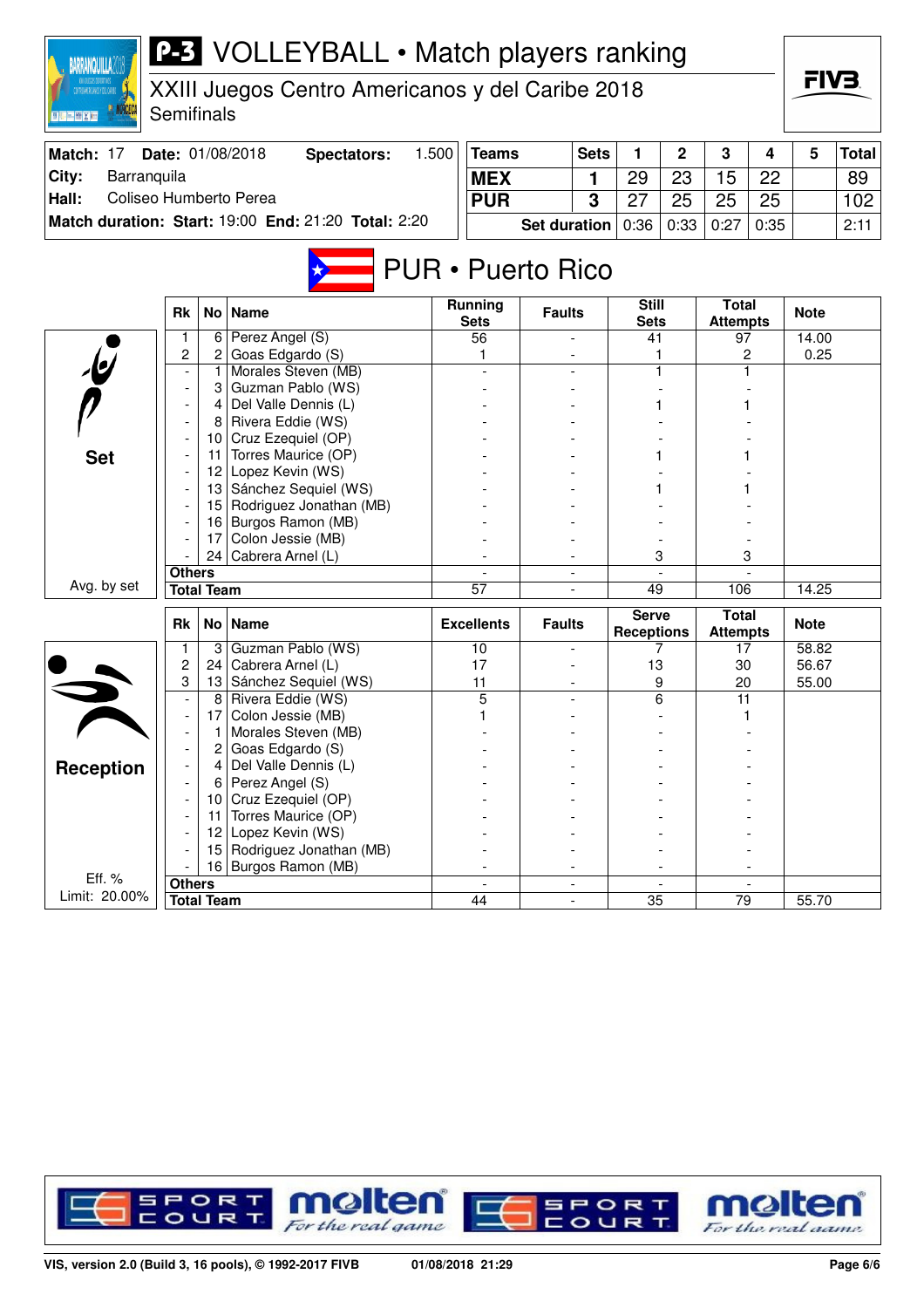# P-3 VOLLEYBALL • Match players ranking

XXIII Juegos Centro Americanos y del Caribe 2018

Semifinals

| | | | |
|---|---|---|---|
| **Match:** 17 | **Date:** 01/08/2018 | **Spectators:** | 1.500 |
| **City:** | Barranquila | | |
| **Hall:** | Coliseo Humberto Perea | | |
| **Match duration:** | **Start:** 19:00 | **End:** 21:20 | **Total:** 2:20 |

| Teams | Sets | 1 | 2 | 3 | 4 | 5 | Total |
|---|---|---|---|---|---|---|---|
| MEX | 1 | 29 | 23 | 15 | 22 | | 89 |
| PUR | 3 | 27 | 25 | 25 | 25 | | 102 |
| | Set duration | 0:36 | 0:33 | 0:27 | 0:35 | | 2:11 |

## PUR • Puerto Rico

### Set

Avg. by set

| Rk | No | Name | Running Sets | Faults | Still Sets | Total Attempts | Note |
|---|---|---|---|---|---|---|---|
| 1 | 6 | Perez Angel (S) | 56 | - | 41 | 97 | 14.00 |
| 2 | 2 | Goas Edgardo (S) | 1 | - | 1 | 2 | 0.25 |
| - | 1 | Morales Steven (MB) | - | - | 1 | 1 | |
| - | 3 | Guzman Pablo (WS) | - | - | - | - | |
| - | 4 | Del Valle Dennis (L) | - | - | 1 | 1 | |
| - | 8 | Rivera Eddie (WS) | - | - | - | - | |
| - | 10 | Cruz Ezequiel (OP) | - | - | - | - | |
| - | 11 | Torres Maurice (OP) | - | - | 1 | 1 | |
| - | 12 | Lopez Kevin (WS) | - | - | - | - | |
| - | 13 | Sánchez Sequiel (WS) | - | - | 1 | 1 | |
| - | 15 | Rodriguez Jonathan (MB) | - | - | - | - | |
| - | 16 | Burgos Ramon (MB) | - | - | - | - | |
| - | 17 | Colon Jessie (MB) | - | - | - | - | |
| - | 24 | Cabrera Arnel (L) | - | - | 3 | 3 | |
| **Others** | | | - | - | - | - | |
| **Total Team** | | | 57 | - | 49 | 106 | 14.25 |

### Reception

Eff. %
Limit: 20.00%

| Rk | No | Name | Excellents | Faults | Serve Receptions | Total Attempts | Note |
|---|---|---|---|---|---|---|---|
| 1 | 3 | Guzman Pablo (WS) | 10 | - | 7 | 17 | 58.82 |
| 2 | 24 | Cabrera Arnel (L) | 17 | - | 13 | 30 | 56.67 |
| 3 | 13 | Sánchez Sequiel (WS) | 11 | - | 9 | 20 | 55.00 |
| - | 8 | Rivera Eddie (WS) | 5 | - | 6 | 11 | |
| - | 17 | Colon Jessie (MB) | 1 | - | - | 1 | |
| - | 1 | Morales Steven (MB) | - | - | - | - | |
| - | 2 | Goas Edgardo (S) | - | - | - | - | |
| - | 4 | Del Valle Dennis (L) | - | - | - | - | |
| - | 6 | Perez Angel (S) | - | - | - | - | |
| - | 10 | Cruz Ezequiel (OP) | - | - | - | - | |
| - | 11 | Torres Maurice (OP) | - | - | - | - | |
| - | 12 | Lopez Kevin (WS) | - | - | - | - | |
| - | 15 | Rodriguez Jonathan (MB) | - | - | - | - | |
| - | 16 | Burgos Ramon (MB) | - | - | - | - | |
| **Others** | | | - | - | - | - | |
| **Total Team** | | | 44 | - | 35 | 79 | 55.70 |

VIS, version 2.0 (Build 3, 16 pools), © 1992-2017 FIVB — 01/08/2018 21:29